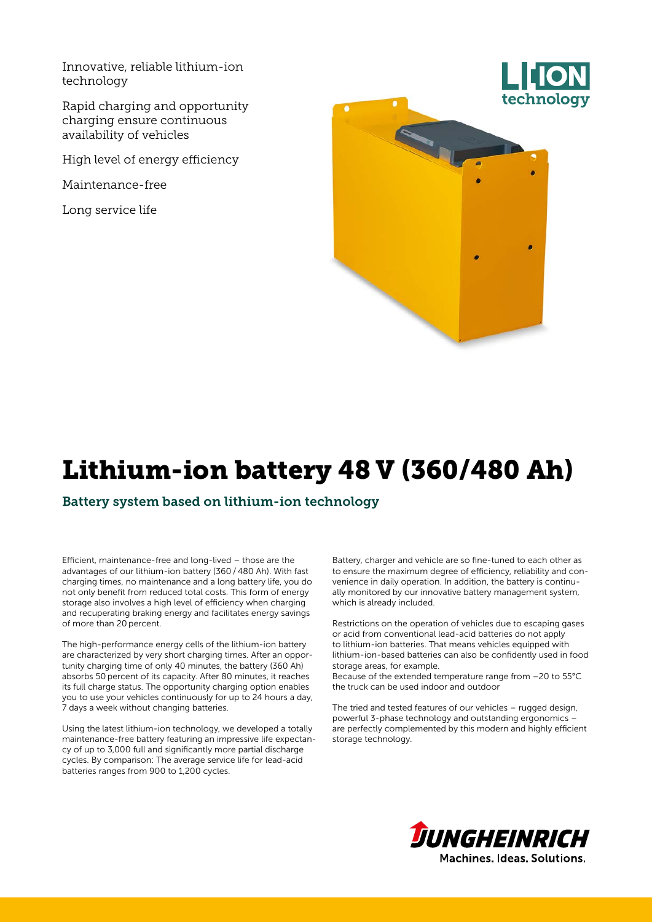Innovative, reliable lithium-ion technology

Rapid charging and opportunity charging ensure continuous availability of vehicles

High level of energy efficiency

Maintenance-free

Long service life

LI-ION technology

# Lithium-ion battery 48 V (360/480 Ah)

## Battery system based on lithium-ion technology

Efficient, maintenance-free and long-lived – those are the advantages of our lithium-ion battery (360 / 480 Ah). With fast charging times, no maintenance and a long battery life, you do not only benefit from reduced total costs. This form of energy storage also involves a high level of efficiency when charging and recuperating braking energy and facilitates energy savings of more than 20 percent.

The high-performance energy cells of the lithium-ion battery are characterized by very short charging times. After an opportunity charging time of only 40 minutes, the battery (360 Ah) absorbs 50 percent of its capacity. After 80 minutes, it reaches its full charge status. The opportunity charging option enables you to use your vehicles continuously for up to 24 hours a day, 7 days a week without changing batteries.

Using the latest lithium-ion technology, we developed a totally maintenance-free battery featuring an impressive life expectancy of up to 3,000 full and significantly more partial discharge cycles. By comparison: The average service life for lead-acid batteries ranges from 900 to 1,200 cycles.

Battery, charger and vehicle are so fine-tuned to each other as to ensure the maximum degree of efficiency, reliability and convenience in daily operation. In addition, the battery is continually monitored by our innovative battery management system, which is already included.

Restrictions on the operation of vehicles due to escaping gases or acid from conventional lead-acid batteries do not apply to lithium-ion batteries. That means vehicles equipped with lithium-ion-based batteries can also be confidently used in food storage areas, for example.
Because of the extended temperature range from −20 to 55°C the truck can be used indoor and outdoor

The tried and tested features of our vehicles – rugged design, powerful 3-phase technology and outstanding ergonomics – are perfectly complemented by this modern and highly efficient storage technology.

JUNGHEINRICH
Machines. Ideas. Solutions.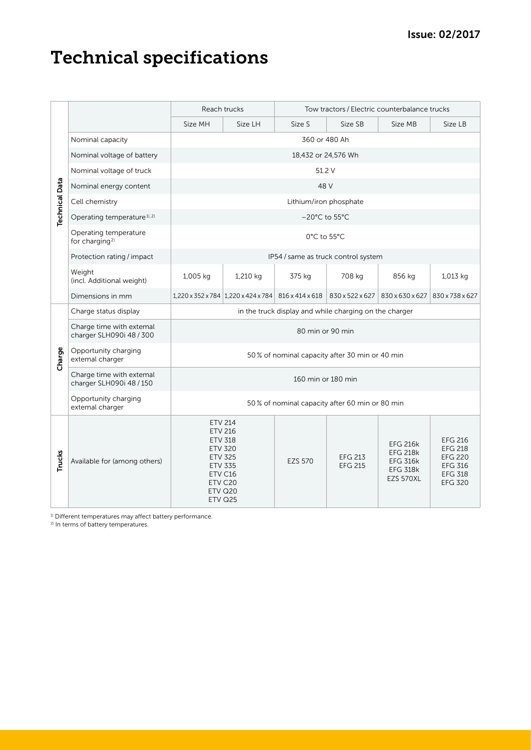Issue: 02/2017

# Technical specifications

| | | Reach trucks | | Tow tractors / Electric counterbalance trucks | | | |
|---|---|---|---|---|---|---|---|
| | | Size MH | Size LH | Size S | Size SB | Size MB | Size LB |
| **Technical Data** | Nominal capacity | 360 or 480 Ah | | | | | |
| | Nominal voltage of battery | 18,432 or 24,576 Wh | | | | | |
| | Nominal voltage of truck | 51.2 V | | | | | |
| | Nominal energy content | 48 V | | | | | |
| | Cell chemistry | Lithium/iron phosphate | | | | | |
| | Operating temperature[1, 2] | −20°C to 55°C | | | | | |
| | Operating temperature for charging[2] | 0°C to 55°C | | | | | |
| | Protection rating / impact | IP54 / same as truck control system | | | | | |
| | Weight (incl. Additional weight) | 1,005 kg | 1,210 kg | 375 kg | 708 kg | 856 kg | 1,013 kg |
| | Dimensions in mm | 1,220 x 352 x 784 | 1,220 x 424 x 784 | 816 x 414 x 618 | 830 x 522 x 627 | 830 x 630 x 627 | 830 x 738 x 627 |
| **Charge** | Charge status display | in the truck display and while charging on the charger | | | | | |
| | Charge time with external charger SLH090i 48 / 300 | 80 min or 90 min | | | | | |
| | Opportunity charging external charger | 50 % of nominal capacity after 30 min or 40 min | | | | | |
| | Charge time with external charger SLH090i 48 / 150 | 160 min or 180 min | | | | | |
| | Opportunity charging external charger | 50 % of nominal capacity after 60 min or 80 min | | | | | |
| **Trucks** | Available for (among others) | ETV 214<br>ETV 216<br>ETV 318<br>ETV 320<br>ETV 325<br>ETV 335<br>ETV C16<br>ETV C20<br>ETV Q20<br>ETV Q25 | | EZS 570 | EFG 213<br>EFG 215 | EFG 216k<br>EFG 218k<br>EFG 316k<br>EFG 318k<br>EZS 570XL | EFG 216<br>EFG 218<br>EFG 220<br>EFG 316<br>EFG 318<br>EFG 320 |

[1] Different temperatures may affect battery performance.
[2] In terms of battery temperatures.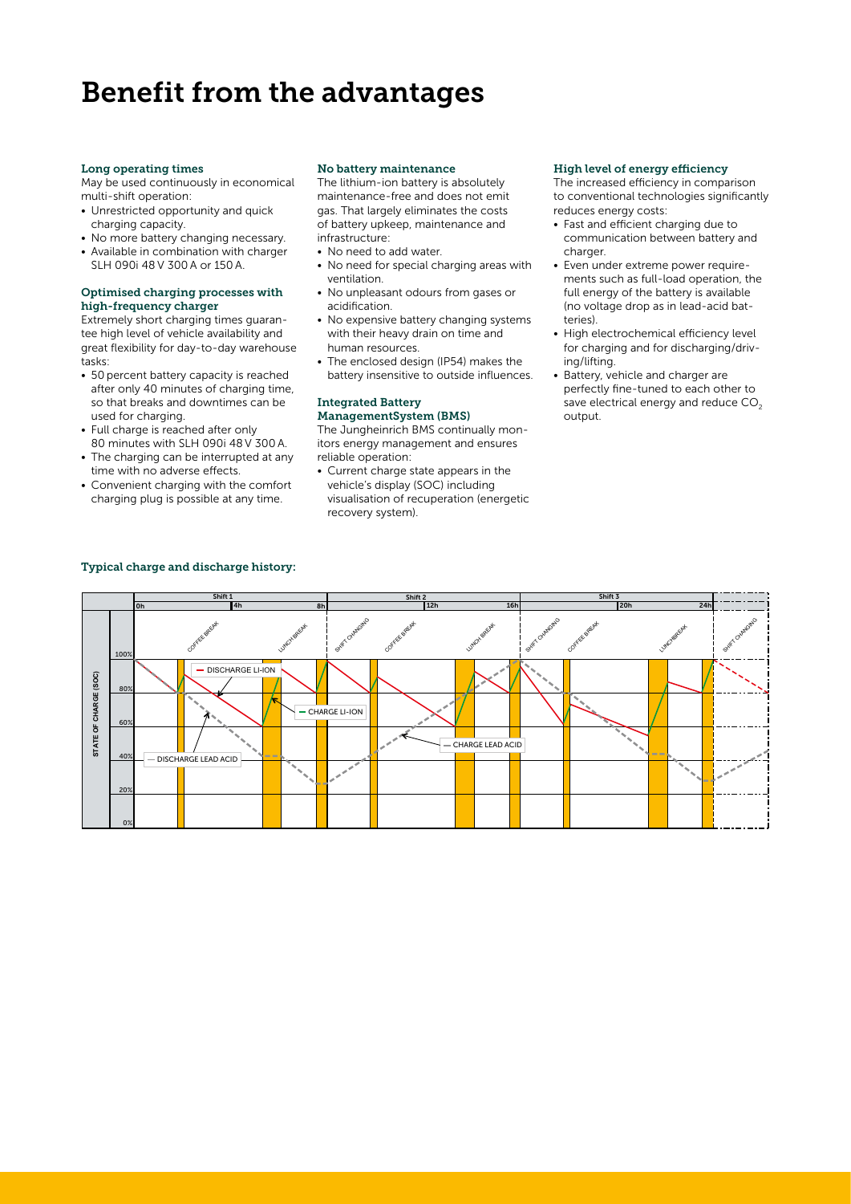# Benefit from the advantages

### Long operating times

May be used continuously in economical multi-shift operation:

- Unrestricted opportunity and quick charging capacity.
- No more battery changing necessary.
- Available in combination with charger SLH 090i 48 V 300 A or 150 A.

### Optimised charging processes with high-frequency charger

Extremely short charging times guarantee high level of vehicle availability and great flexibility for day-to-day warehouse tasks:

- 50 percent battery capacity is reached after only 40 minutes of charging time, so that breaks and downtimes can be used for charging.
- Full charge is reached after only 80 minutes with SLH 090i 48 V 300 A.
- The charging can be interrupted at any time with no adverse effects.
- Convenient charging with the comfort charging plug is possible at any time.

### No battery maintenance

The lithium-ion battery is absolutely maintenance-free and does not emit gas. That largely eliminates the costs of battery upkeep, maintenance and infrastructure:

- No need to add water.
- No need for special charging areas with ventilation.
- No unpleasant odours from gases or acidification.
- No expensive battery changing systems with their heavy drain on time and human resources.
- The enclosed design (IP54) makes the battery insensitive to outside influences.

### Integrated Battery ManagementSystem (BMS)

The Jungheinrich BMS continually monitors energy management and ensures reliable operation:

- Current charge state appears in the vehicle's display (SOC) including visualisation of recuperation (energetic recovery system).

### High level of energy efficiency

The increased efficiency in comparison to conventional technologies significantly reduces energy costs:

- Fast and efficient charging due to communication between battery and charger.
- Even under extreme power requirements such as full-load operation, the full energy of the battery is available (no voltage drop as in lead-acid batteries).
- High electrochemical efficiency level for charging and for discharging/driving/lifting.
- Battery, vehicle and charger are perfectly fine-tuned to each other to save electrical energy and reduce $CO_2$ output.

### Typical charge and discharge history:

Chart labels: Shift 1, Shift 2, Shift 3; 0h, 4h, 8h, 12h, 16h, 20h, 24h; STATE OF CHARGE (SOC) 0%, 20%, 40%, 60%, 80%, 100%; COFFEE BREAK, LUNCH BREAK, SHIFT CHANGING; DISCHARGE LI-ION, CHARGE LI-ION, DISCHARGE LEAD ACID, CHARGE LEAD ACID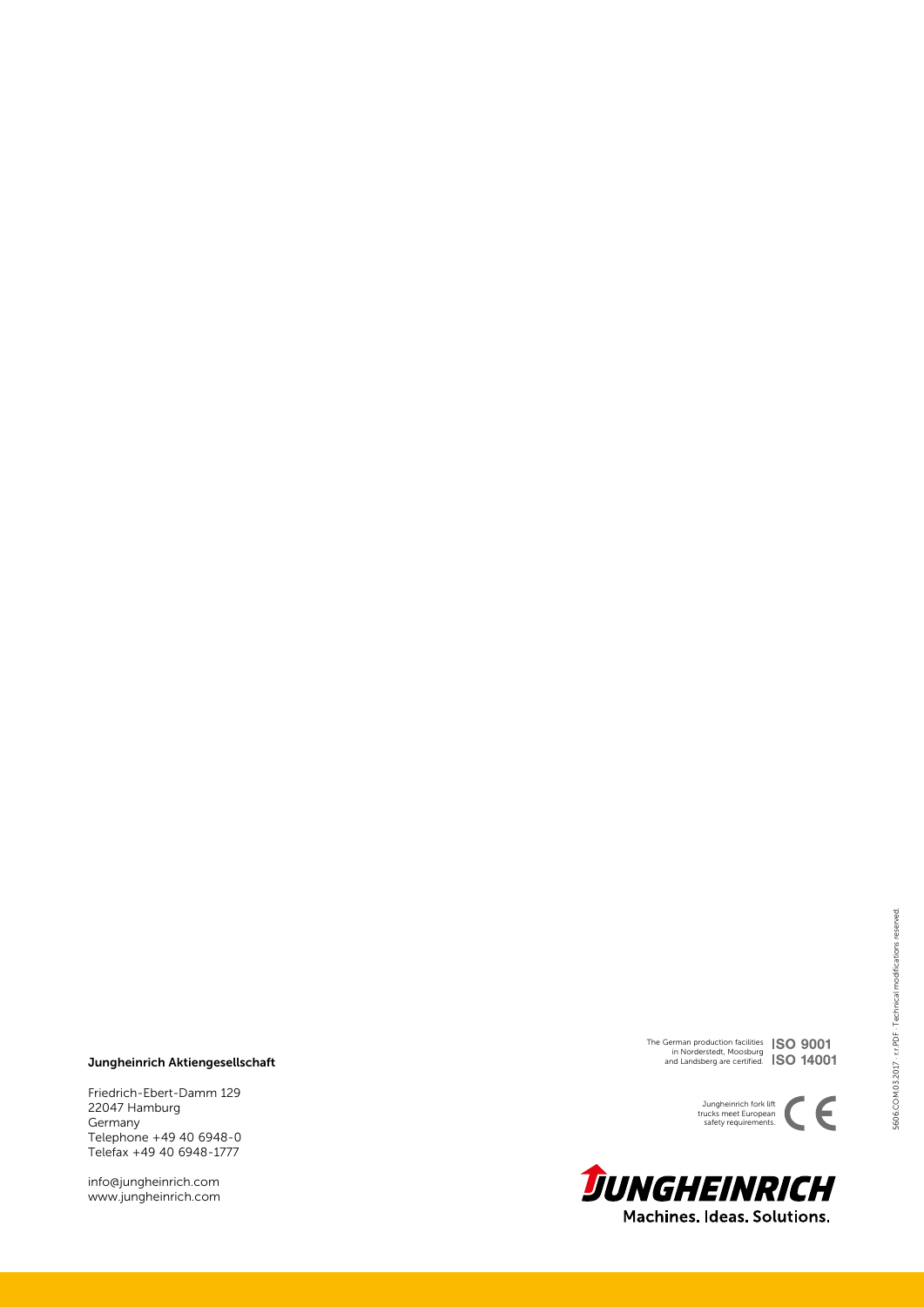**Jungheinrich Aktiengesellschaft**

Friedrich-Ebert-Damm 129
22047 Hamburg
Germany
Telephone +49 40 6948-0
Telefax +49 40 6948-1777

info@jungheinrich.com
www.jungheinrich.com

The German production facilities in Norderstedt, Moosburg and Landsberg are certified. ISO 9001 ISO 14001

Jungheinrich fork lift trucks meet European safety requirements. CE

JUNGHEINRICH
Machines. Ideas. Solutions.

5606.COM.03.2017 · r.r.PDF · Technical modifications reserved.